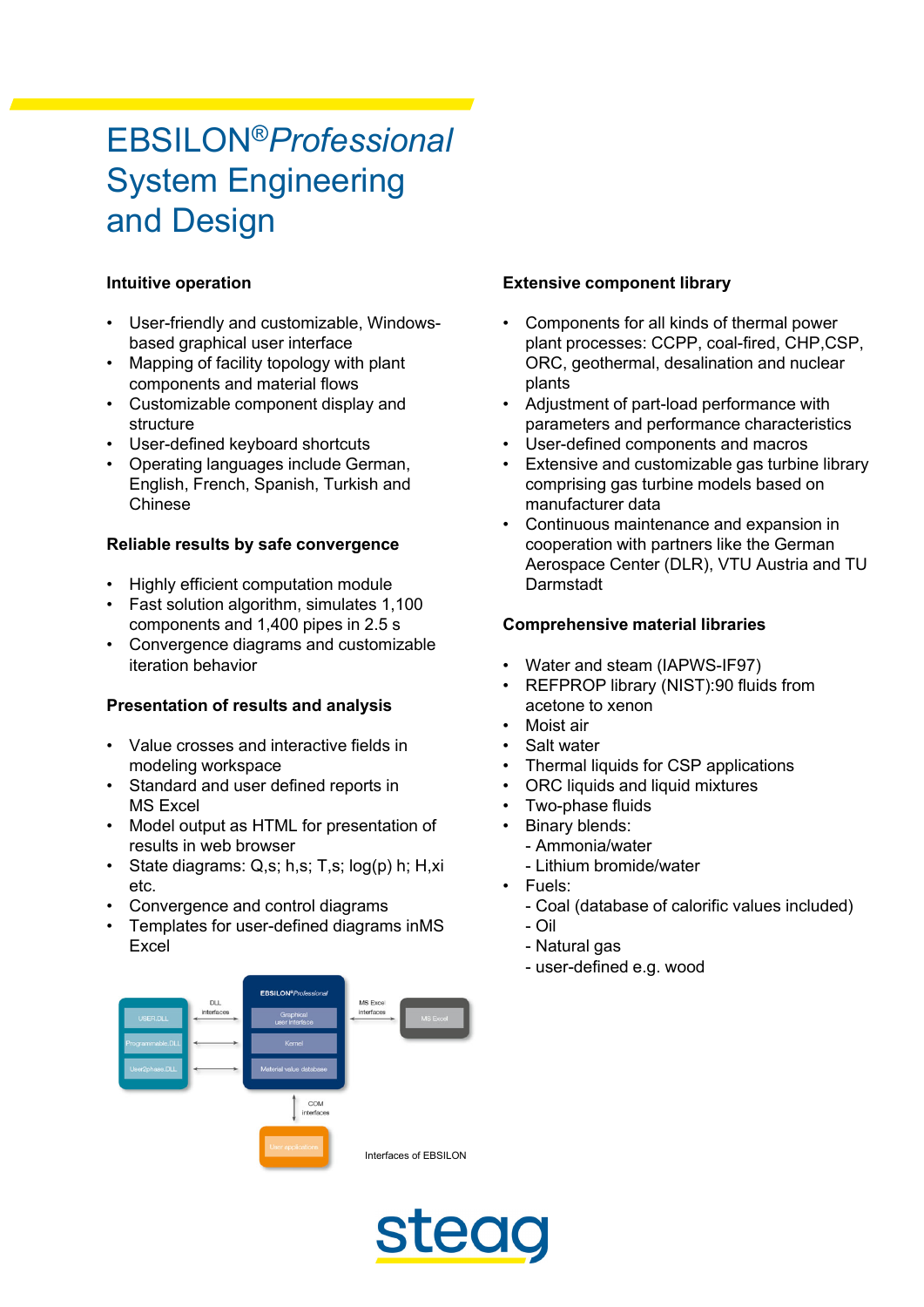# EBSILON®*Professional* System Engineering and Design

## Intuitive operation

- User-friendly and customizable, Windows-based graphical user interface
- Mapping of facility topology with plant components and material flows
- Customizable component display and structure
- User-defined keyboard shortcuts
- Operating languages include German, English, French, Spanish, Turkish and Chinese

## Reliable results by safe convergence

- Highly efficient computation module
- Fast solution algorithm, simulates 1,100 components and 1,400 pipes in 2.5 s
- Convergence diagrams and customizable iteration behavior

## Presentation of results and analysis

- Value crosses and interactive fields in modeling workspace
- Standard and user defined reports in MS Excel
- Model output as HTML for presentation of results in web browser
- State diagrams: Q,s; h,s; T,s; log(p) h; H,xi etc.
- Convergence and control diagrams
- Templates for user-defined diagrams inMS Excel

Interfaces of EBSILON

## Extensive component library

- Components for all kinds of thermal power plant processes: CCPP, coal-fired, CHP,CSP, ORC, geothermal, desalination and nuclear plants
- Adjustment of part-load performance with parameters and performance characteristics
- User-defined components and macros
- Extensive and customizable gas turbine library comprising gas turbine models based on manufacturer data
- Continuous maintenance and expansion in cooperation with partners like the German Aerospace Center (DLR), VTU Austria and TU Darmstadt

## Comprehensive material libraries

- Water and steam (IAPWS-IF97)
- REFPROP library (NIST):90 fluids from acetone to xenon
- Moist air
- Salt water
- Thermal liquids for CSP applications
- ORC liquids and liquid mixtures
- Two-phase fluids
- Binary blends:
  - Ammonia/water
  - Lithium bromide/water
- Fuels:
  - Coal (database of calorific values included)
  - Oil
  - Natural gas
  - user-defined e.g. wood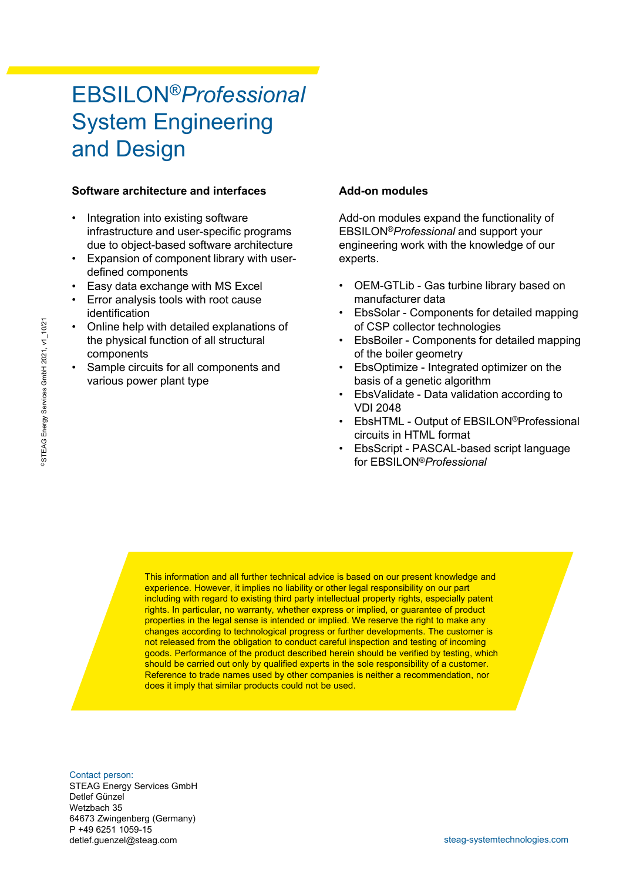# EBSILON®*Professional* System Engineering and Design

### Software architecture and interfaces

- Integration into existing software infrastructure and user-specific programs due to object-based software architecture
- Expansion of component library with user-defined components
- Easy data exchange with MS Excel
- Error analysis tools with root cause identification
- Online help with detailed explanations of the physical function of all structural components
- Sample circuits for all components and various power plant type

### Add-on modules

Add-on modules expand the functionality of EBSILON®*Professional* and support your engineering work with the knowledge of our experts.

- OEM-GTLib - Gas turbine library based on manufacturer data
- EbsSolar - Components for detailed mapping of CSP collector technologies
- EbsBoiler - Components for detailed mapping of the boiler geometry
- EbsOptimize - Integrated optimizer on the basis of a genetic algorithm
- EbsValidate - Data validation according to VDI 2048
- EbsHTML - Output of EBSILON®Professional circuits in HTML format
- EbsScript - PASCAL-based script language for EBSILON®*Professional*

This information and all further technical advice is based on our present knowledge and experience. However, it implies no liability or other legal responsibility on our part including with regard to existing third party intellectual property rights, especially patent rights. In particular, no warranty, whether express or implied, or guarantee of product properties in the legal sense is intended or implied. We reserve the right to make any changes according to technological progress or further developments. The customer is not released from the obligation to conduct careful inspection and testing of incoming goods. Performance of the product described herein should be verified by testing, which should be carried out only by qualified experts in the sole responsibility of a customer. Reference to trade names used by other companies is neither a recommendation, nor does it imply that similar products could not be used.

Contact person:
STEAG Energy Services GmbH
Detlef Günzel
Wetzbach 35
64673 Zwingenberg (Germany)
P +49 6251 1059-15
detlef.guenzel@steag.com

steag-systemtechnologies.com

©STEAG Energy Services GmbH 2021, v1_10/21